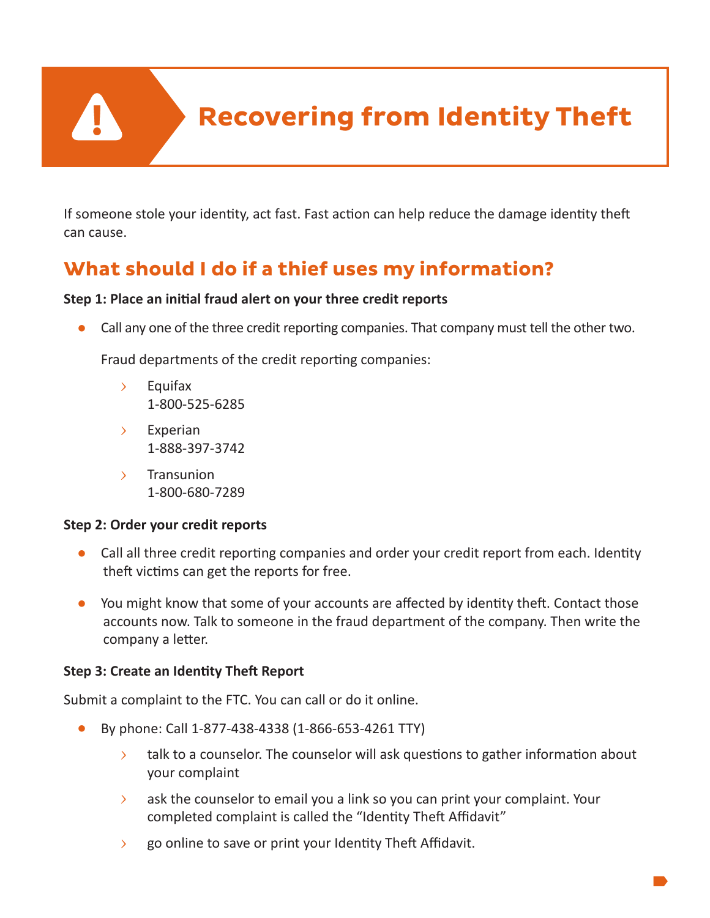# Recovering from Identity Theft

If someone stole your identity, act fast. Fast action can help reduce the damage identity theft can cause.

## What should I do if a thief uses my information?

**Step 1: Place an initial fraud alert on your three credit reports**

- Call any one of the three credit reporting companies. That company must tell the other two.

  Fraud departments of the credit reporting companies:

  - Equifax
    1-800-525-6285
  - Experian
    1-888-397-3742
  - Transunion
    1-800-680-7289

**Step 2: Order your credit reports**

- Call all three credit reporting companies and order your credit report from each. Identity theft victims can get the reports for free.
- You might know that some of your accounts are affected by identity theft. Contact those accounts now. Talk to someone in the fraud department of the company. Then write the company a letter.

**Step 3: Create an Identity Theft Report**

Submit a complaint to the FTC. You can call or do it online.

- By phone: Call 1-877-438-4338 (1-866-653-4261 TTY)
  - talk to a counselor. The counselor will ask questions to gather information about your complaint
  - ask the counselor to email you a link so you can print your complaint. Your completed complaint is called the "Identity Theft Affidavit"
  - go online to save or print your Identity Theft Affidavit.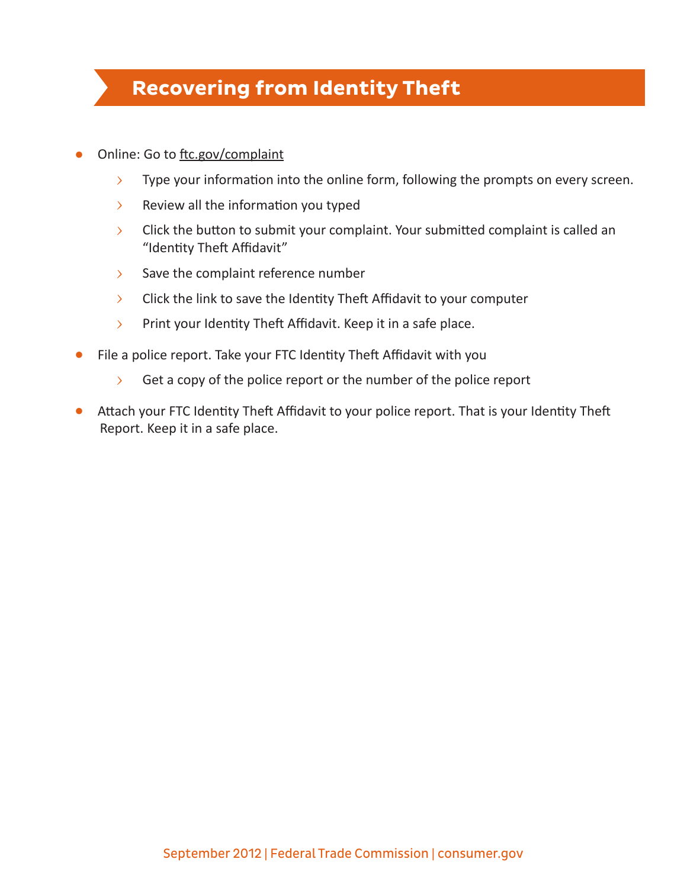# Recovering from Identity Theft

- Online: Go to ftc.gov/complaint
  - Type your information into the online form, following the prompts on every screen.
  - Review all the information you typed
  - Click the button to submit your complaint. Your submitted complaint is called an "Identity Theft Affidavit"
  - Save the complaint reference number
  - Click the link to save the Identity Theft Affidavit to your computer
  - Print your Identity Theft Affidavit. Keep it in a safe place.
- File a police report. Take your FTC Identity Theft Affidavit with you
  - Get a copy of the police report or the number of the police report
- Attach your FTC Identity Theft Affidavit to your police report. That is your Identity Theft Report. Keep it in a safe place.